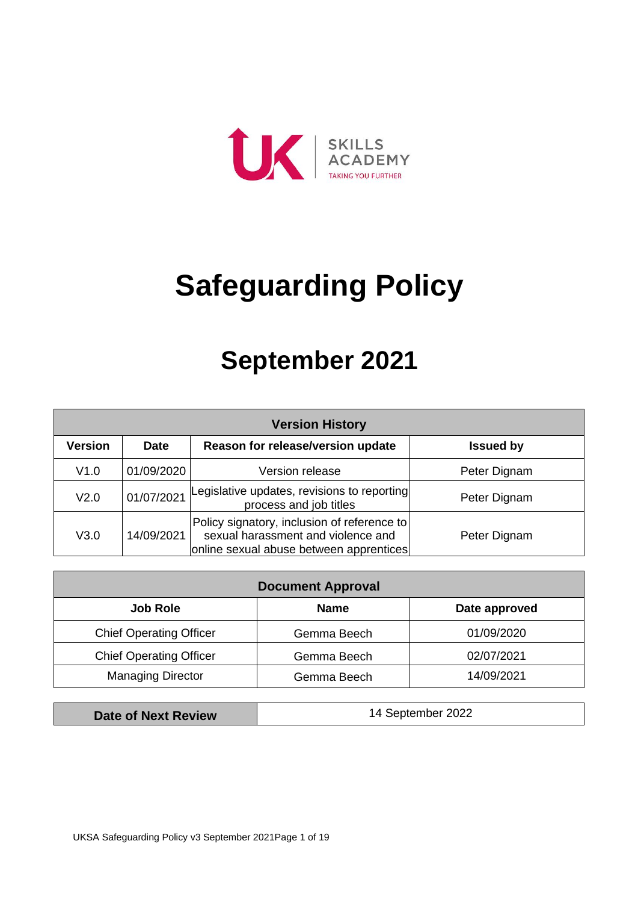UK SKILLS ACADEMY

TAKING YOU FURTHER

# Safeguarding Policy

## September 2021

| Version History | | | |
|---|---|---|---|
| **Version** | **Date** | **Reason for release/version update** | **Issued by** |
| V1.0 | 01/09/2020 | Version release | Peter Dignam |
| V2.0 | 01/07/2021 | Legislative updates, revisions to reporting process and job titles | Peter Dignam |
| V3.0 | 14/09/2021 | Policy signatory, inclusion of reference to sexual harassment and violence and online sexual abuse between apprentices | Peter Dignam |

| Document Approval | | |
|---|---|---|
| **Job Role** | **Name** | **Date approved** |
| Chief Operating Officer | Gemma Beech | 01/09/2020 |
| Chief Operating Officer | Gemma Beech | 02/07/2021 |
| Managing Director | Gemma Beech | 14/09/2021 |

| **Date of Next Review** | 14 September 2022 |
|---|---|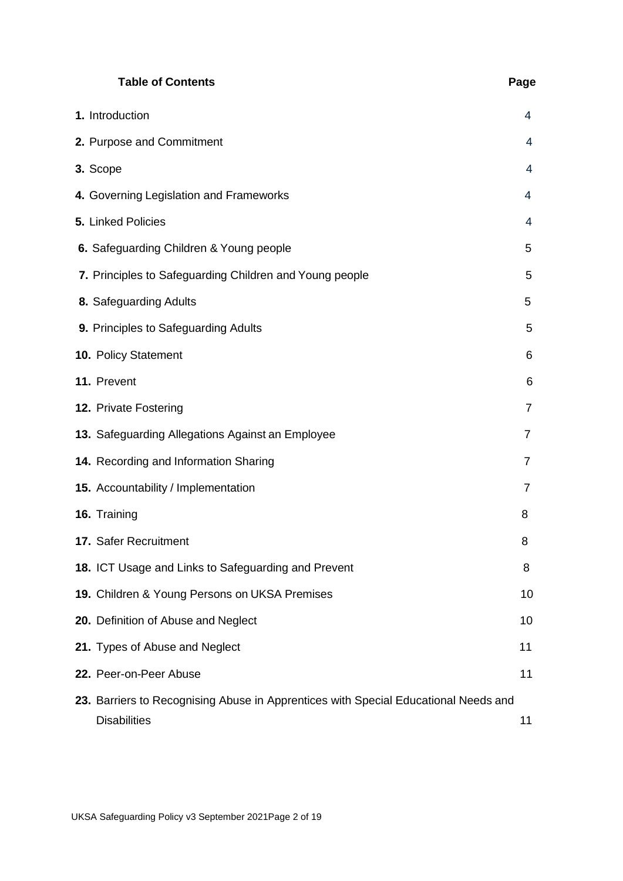| Table of Contents | Page |
| --- | --- |
| **1.** Introduction | 4 |
| **2.** Purpose and Commitment | 4 |
| **3.** Scope | 4 |
| **4.** Governing Legislation and Frameworks | 4 |
| **5.** Linked Policies | 4 |
| **6.** Safeguarding Children & Young people | 5 |
| **7.** Principles to Safeguarding Children and Young people | 5 |
| **8.** Safeguarding Adults | 5 |
| **9.** Principles to Safeguarding Adults | 5 |
| **10.** Policy Statement | 6 |
| **11.** Prevent | 6 |
| **12.** Private Fostering | 7 |
| **13.** Safeguarding Allegations Against an Employee | 7 |
| **14.** Recording and Information Sharing | 7 |
| **15.** Accountability / Implementation | 7 |
| **16.** Training | 8 |
| **17.** Safer Recruitment | 8 |
| **18.** ICT Usage and Links to Safeguarding and Prevent | 8 |
| **19.** Children & Young Persons on UKSA Premises | 10 |
| **20.** Definition of Abuse and Neglect | 10 |
| **21.** Types of Abuse and Neglect | 11 |
| **22.** Peer-on-Peer Abuse | 11 |
| **23.** Barriers to Recognising Abuse in Apprentices with Special Educational Needs and Disabilities | 11 |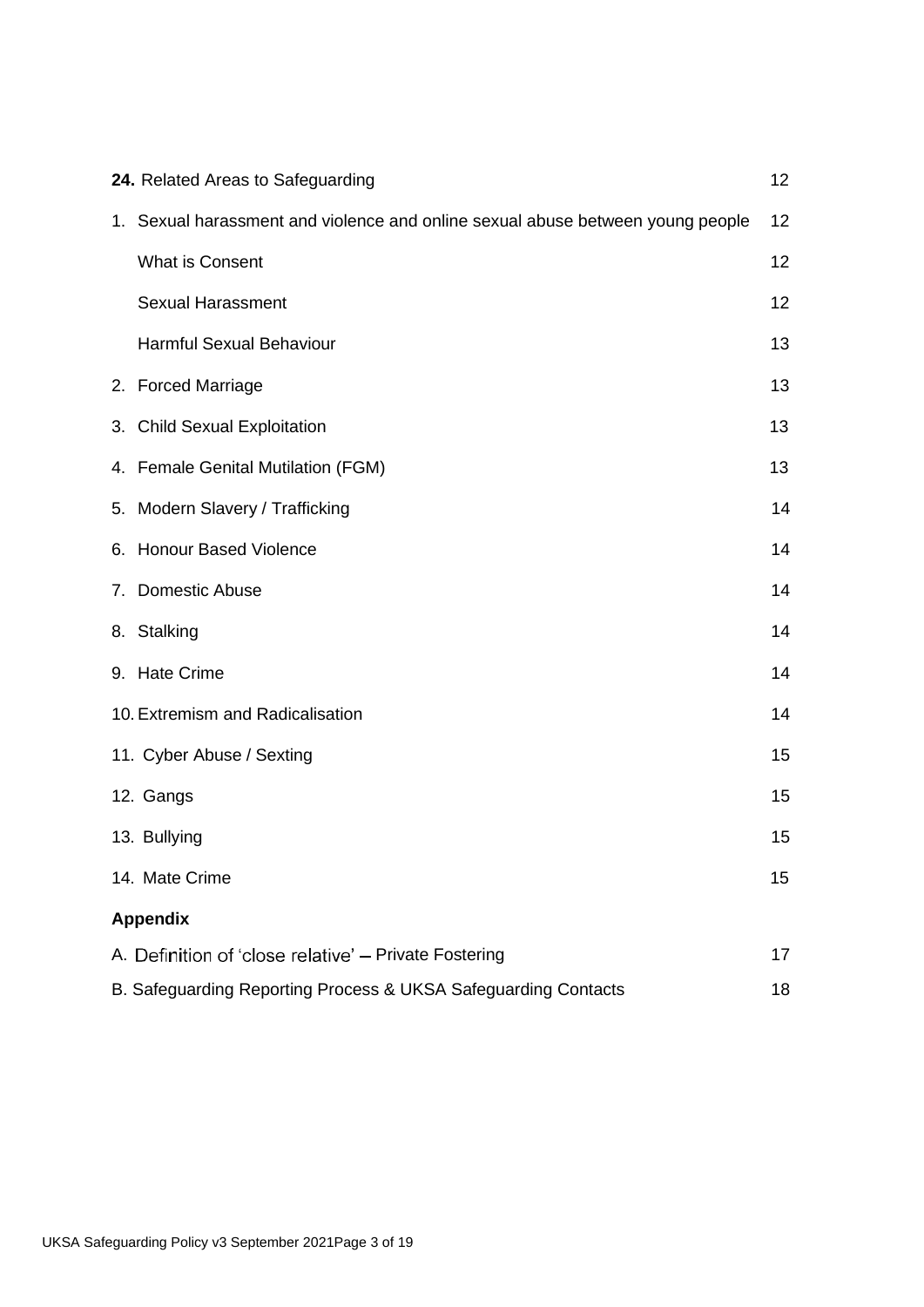| | |
|---|---|
| **24.** Related Areas to Safeguarding | 12 |
| 1. Sexual harassment and violence and online sexual abuse between young people | 12 |
| What is Consent | 12 |
| Sexual Harassment | 12 |
| Harmful Sexual Behaviour | 13 |
| 2. Forced Marriage | 13 |
| 3. Child Sexual Exploitation | 13 |
| 4. Female Genital Mutilation (FGM) | 13 |
| 5. Modern Slavery / Trafficking | 14 |
| 6. Honour Based Violence | 14 |
| 7. Domestic Abuse | 14 |
| 8. Stalking | 14 |
| 9. Hate Crime | 14 |
| 10. Extremism and Radicalisation | 14 |
| 11. Cyber Abuse / Sexting | 15 |
| 12. Gangs | 15 |
| 13. Bullying | 15 |
| 14. Mate Crime | 15 |
| **Appendix** | |
| A. Definition of 'close relative' – Private Fostering | 17 |
| B. Safeguarding Reporting Process & UKSA Safeguarding Contacts | 18 |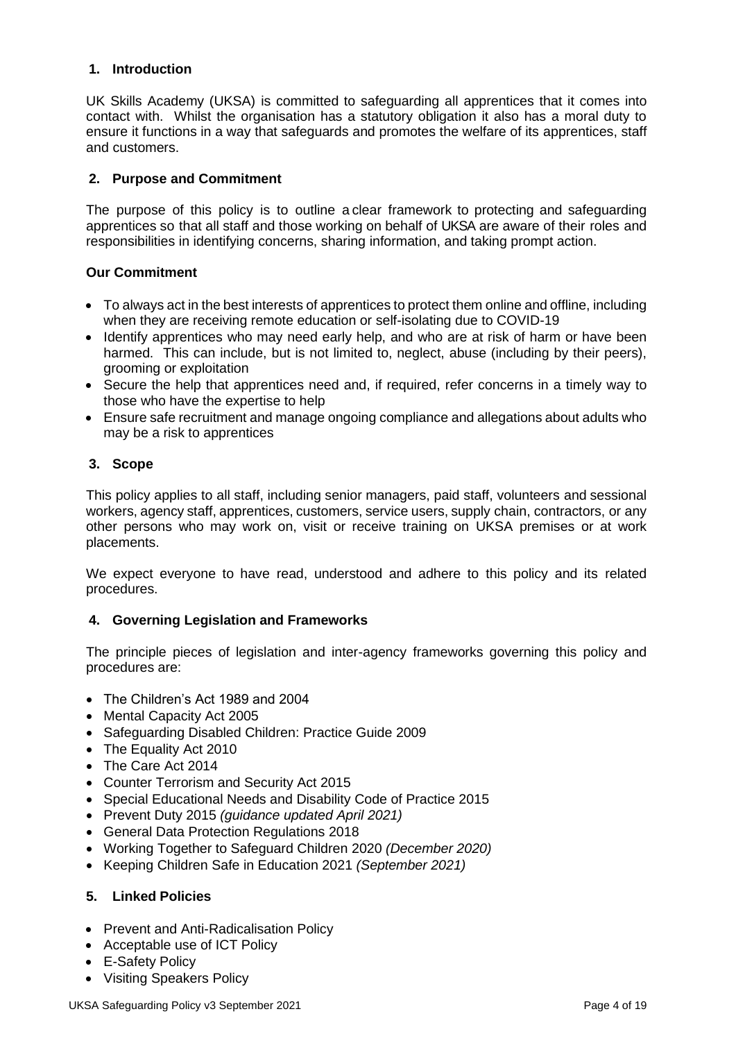## 1. Introduction

UK Skills Academy (UKSA) is committed to safeguarding all apprentices that it comes into contact with. Whilst the organisation has a statutory obligation it also has a moral duty to ensure it functions in a way that safeguards and promotes the welfare of its apprentices, staff and customers.

## 2. Purpose and Commitment

The purpose of this policy is to outline a clear framework to protecting and safeguarding apprentices so that all staff and those working on behalf of UKSA are aware of their roles and responsibilities in identifying concerns, sharing information, and taking prompt action.

### Our Commitment

- To always act in the best interests of apprentices to protect them online and offline, including when they are receiving remote education or self-isolating due to COVID-19
- Identify apprentices who may need early help, and who are at risk of harm or have been harmed. This can include, but is not limited to, neglect, abuse (including by their peers), grooming or exploitation
- Secure the help that apprentices need and, if required, refer concerns in a timely way to those who have the expertise to help
- Ensure safe recruitment and manage ongoing compliance and allegations about adults who may be a risk to apprentices

## 3. Scope

This policy applies to all staff, including senior managers, paid staff, volunteers and sessional workers, agency staff, apprentices, customers, service users, supply chain, contractors, or any other persons who may work on, visit or receive training on UKSA premises or at work placements.

We expect everyone to have read, understood and adhere to this policy and its related procedures.

## 4. Governing Legislation and Frameworks

The principle pieces of legislation and inter-agency frameworks governing this policy and procedures are:

- The Children's Act 1989 and 2004
- Mental Capacity Act 2005
- Safeguarding Disabled Children: Practice Guide 2009
- The Equality Act 2010
- The Care Act 2014
- Counter Terrorism and Security Act 2015
- Special Educational Needs and Disability Code of Practice 2015
- Prevent Duty 2015 *(guidance updated April 2021)*
- General Data Protection Regulations 2018
- Working Together to Safeguard Children 2020 *(December 2020)*
- Keeping Children Safe in Education 2021 *(September 2021)*

## 5. Linked Policies

- Prevent and Anti-Radicalisation Policy
- Acceptable use of ICT Policy
- E-Safety Policy
- Visiting Speakers Policy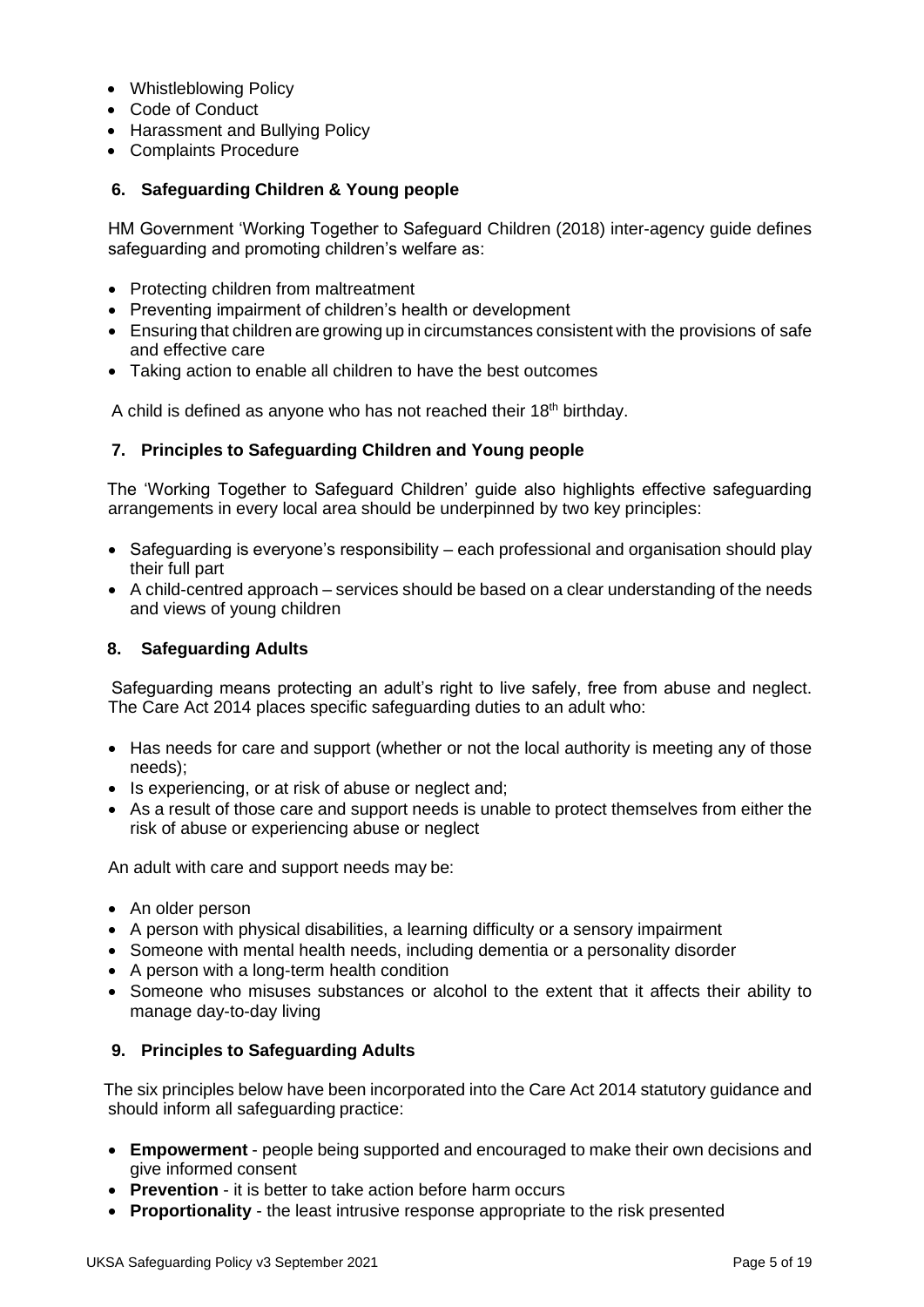- Whistleblowing Policy
- Code of Conduct
- Harassment and Bullying Policy
- Complaints Procedure

## 6. Safeguarding Children & Young people

HM Government 'Working Together to Safeguard Children (2018) inter-agency guide defines safeguarding and promoting children's welfare as:

- Protecting children from maltreatment
- Preventing impairment of children's health or development
- Ensuring that children are growing up in circumstances consistent with the provisions of safe and effective care
- Taking action to enable all children to have the best outcomes

A child is defined as anyone who has not reached their 18th birthday.

## 7. Principles to Safeguarding Children and Young people

The 'Working Together to Safeguard Children' guide also highlights effective safeguarding arrangements in every local area should be underpinned by two key principles:

- Safeguarding is everyone's responsibility – each professional and organisation should play their full part
- A child-centred approach – services should be based on a clear understanding of the needs and views of young children

## 8. Safeguarding Adults

Safeguarding means protecting an adult's right to live safely, free from abuse and neglect. The Care Act 2014 places specific safeguarding duties to an adult who:

- Has needs for care and support (whether or not the local authority is meeting any of those needs);
- Is experiencing, or at risk of abuse or neglect and;
- As a result of those care and support needs is unable to protect themselves from either the risk of abuse or experiencing abuse or neglect

An adult with care and support needs may be:

- An older person
- A person with physical disabilities, a learning difficulty or a sensory impairment
- Someone with mental health needs, including dementia or a personality disorder
- A person with a long-term health condition
- Someone who misuses substances or alcohol to the extent that it affects their ability to manage day-to-day living

## 9. Principles to Safeguarding Adults

The six principles below have been incorporated into the Care Act 2014 statutory guidance and should inform all safeguarding practice:

- **Empowerment** - people being supported and encouraged to make their own decisions and give informed consent
- **Prevention** - it is better to take action before harm occurs
- **Proportionality** - the least intrusive response appropriate to the risk presented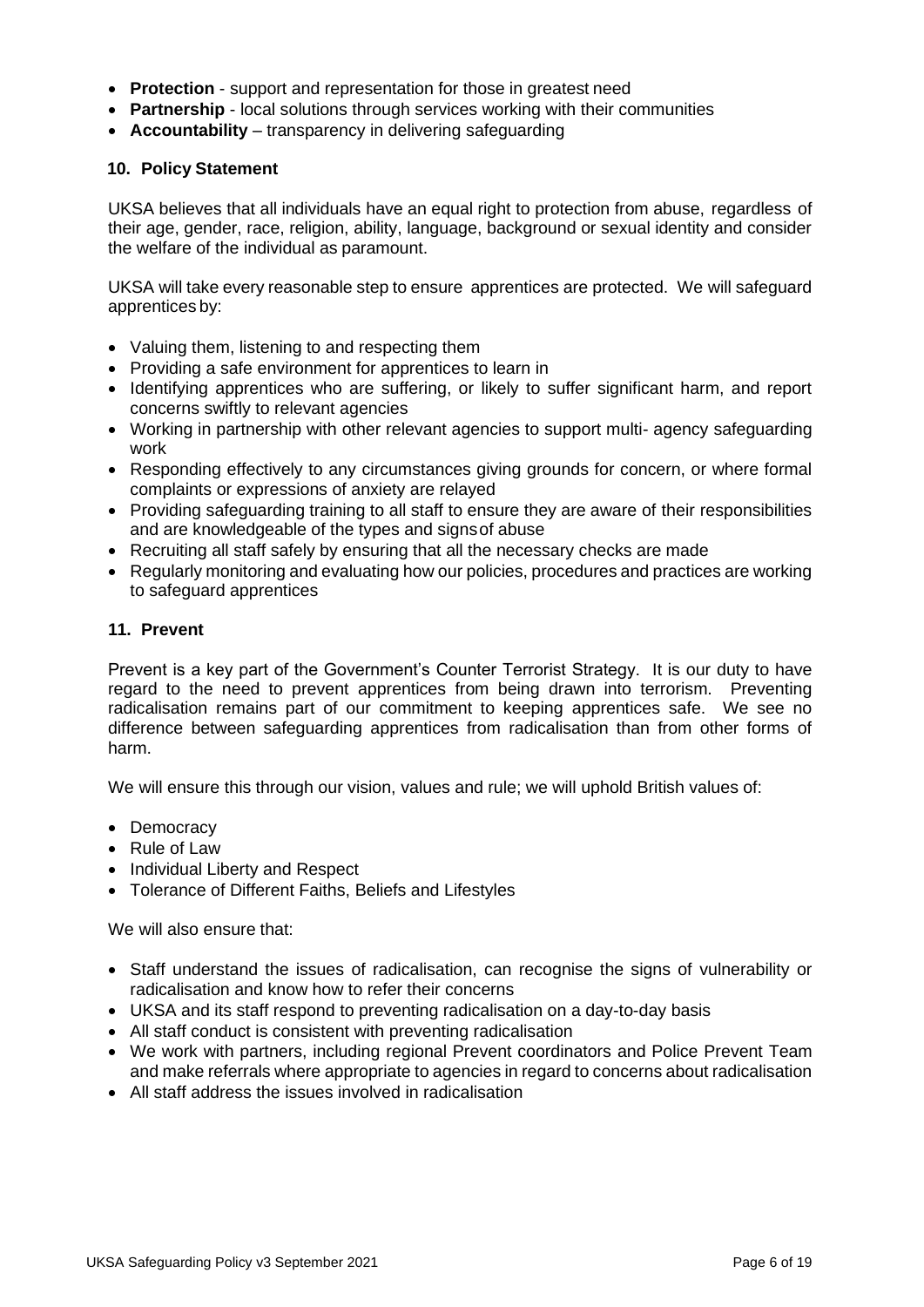- **Protection** - support and representation for those in greatest need
- **Partnership** - local solutions through services working with their communities
- **Accountability** – transparency in delivering safeguarding

## 10. Policy Statement

UKSA believes that all individuals have an equal right to protection from abuse, regardless of their age, gender, race, religion, ability, language, background or sexual identity and consider the welfare of the individual as paramount.

UKSA will take every reasonable step to ensure apprentices are protected. We will safeguard apprentices by:

- Valuing them, listening to and respecting them
- Providing a safe environment for apprentices to learn in
- Identifying apprentices who are suffering, or likely to suffer significant harm, and report concerns swiftly to relevant agencies
- Working in partnership with other relevant agencies to support multi- agency safeguarding work
- Responding effectively to any circumstances giving grounds for concern, or where formal complaints or expressions of anxiety are relayed
- Providing safeguarding training to all staff to ensure they are aware of their responsibilities and are knowledgeable of the types and signs of abuse
- Recruiting all staff safely by ensuring that all the necessary checks are made
- Regularly monitoring and evaluating how our policies, procedures and practices are working to safeguard apprentices

## 11. Prevent

Prevent is a key part of the Government's Counter Terrorist Strategy. It is our duty to have regard to the need to prevent apprentices from being drawn into terrorism. Preventing radicalisation remains part of our commitment to keeping apprentices safe. We see no difference between safeguarding apprentices from radicalisation than from other forms of harm.

We will ensure this through our vision, values and rule; we will uphold British values of:

- Democracy
- Rule of Law
- Individual Liberty and Respect
- Tolerance of Different Faiths, Beliefs and Lifestyles

We will also ensure that:

- Staff understand the issues of radicalisation, can recognise the signs of vulnerability or radicalisation and know how to refer their concerns
- UKSA and its staff respond to preventing radicalisation on a day-to-day basis
- All staff conduct is consistent with preventing radicalisation
- We work with partners, including regional Prevent coordinators and Police Prevent Team and make referrals where appropriate to agencies in regard to concerns about radicalisation
- All staff address the issues involved in radicalisation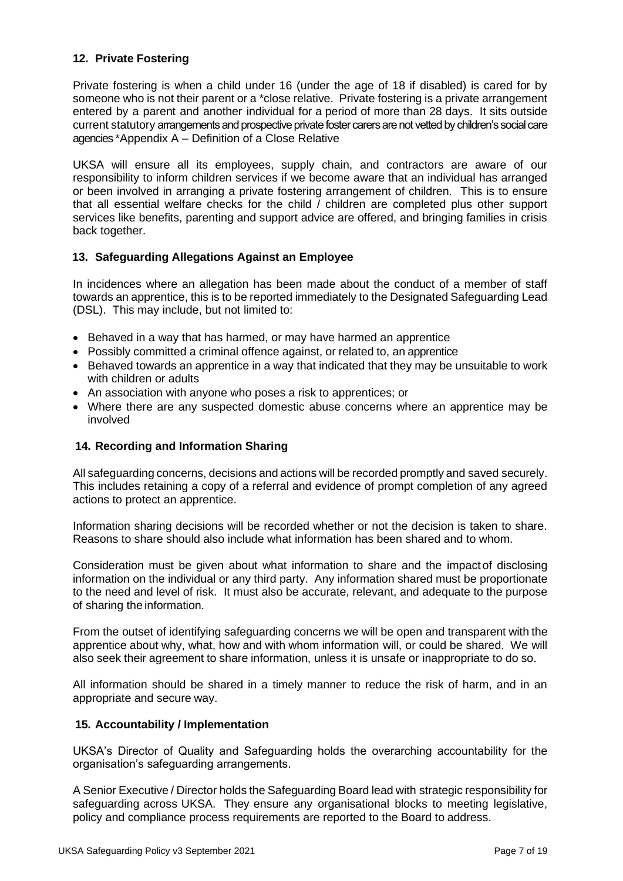## 12. Private Fostering

Private fostering is when a child under 16 (under the age of 18 if disabled) is cared for by someone who is not their parent or a *close relative. Private fostering is a private arrangement entered by a parent and another individual for a period of more than 28 days. It sits outside current statutory arrangements and prospective private foster carers are not vetted by children's social care agencies *Appendix A – Definition of a Close Relative

UKSA will ensure all its employees, supply chain, and contractors are aware of our responsibility to inform children services if we become aware that an individual has arranged or been involved in arranging a private fostering arrangement of children. This is to ensure that all essential welfare checks for the child / children are completed plus other support services like benefits, parenting and support advice are offered, and bringing families in crisis back together.

## 13. Safeguarding Allegations Against an Employee

In incidences where an allegation has been made about the conduct of a member of staff towards an apprentice, this is to be reported immediately to the Designated Safeguarding Lead (DSL). This may include, but not limited to:

- Behaved in a way that has harmed, or may have harmed an apprentice
- Possibly committed a criminal offence against, or related to, an apprentice
- Behaved towards an apprentice in a way that indicated that they may be unsuitable to work with children or adults
- An association with anyone who poses a risk to apprentices; or
- Where there are any suspected domestic abuse concerns where an apprentice may be involved

## 14. Recording and Information Sharing

All safeguarding concerns, decisions and actions will be recorded promptly and saved securely. This includes retaining a copy of a referral and evidence of prompt completion of any agreed actions to protect an apprentice.

Information sharing decisions will be recorded whether or not the decision is taken to share. Reasons to share should also include what information has been shared and to whom.

Consideration must be given about what information to share and the impact of disclosing information on the individual or any third party. Any information shared must be proportionate to the need and level of risk. It must also be accurate, relevant, and adequate to the purpose of sharing the information.

From the outset of identifying safeguarding concerns we will be open and transparent with the apprentice about why, what, how and with whom information will, or could be shared. We will also seek their agreement to share information, unless it is unsafe or inappropriate to do so.

All information should be shared in a timely manner to reduce the risk of harm, and in an appropriate and secure way.

## 15. Accountability / Implementation

UKSA's Director of Quality and Safeguarding holds the overarching accountability for the organisation's safeguarding arrangements.

A Senior Executive / Director holds the Safeguarding Board lead with strategic responsibility for safeguarding across UKSA. They ensure any organisational blocks to meeting legislative, policy and compliance process requirements are reported to the Board to address.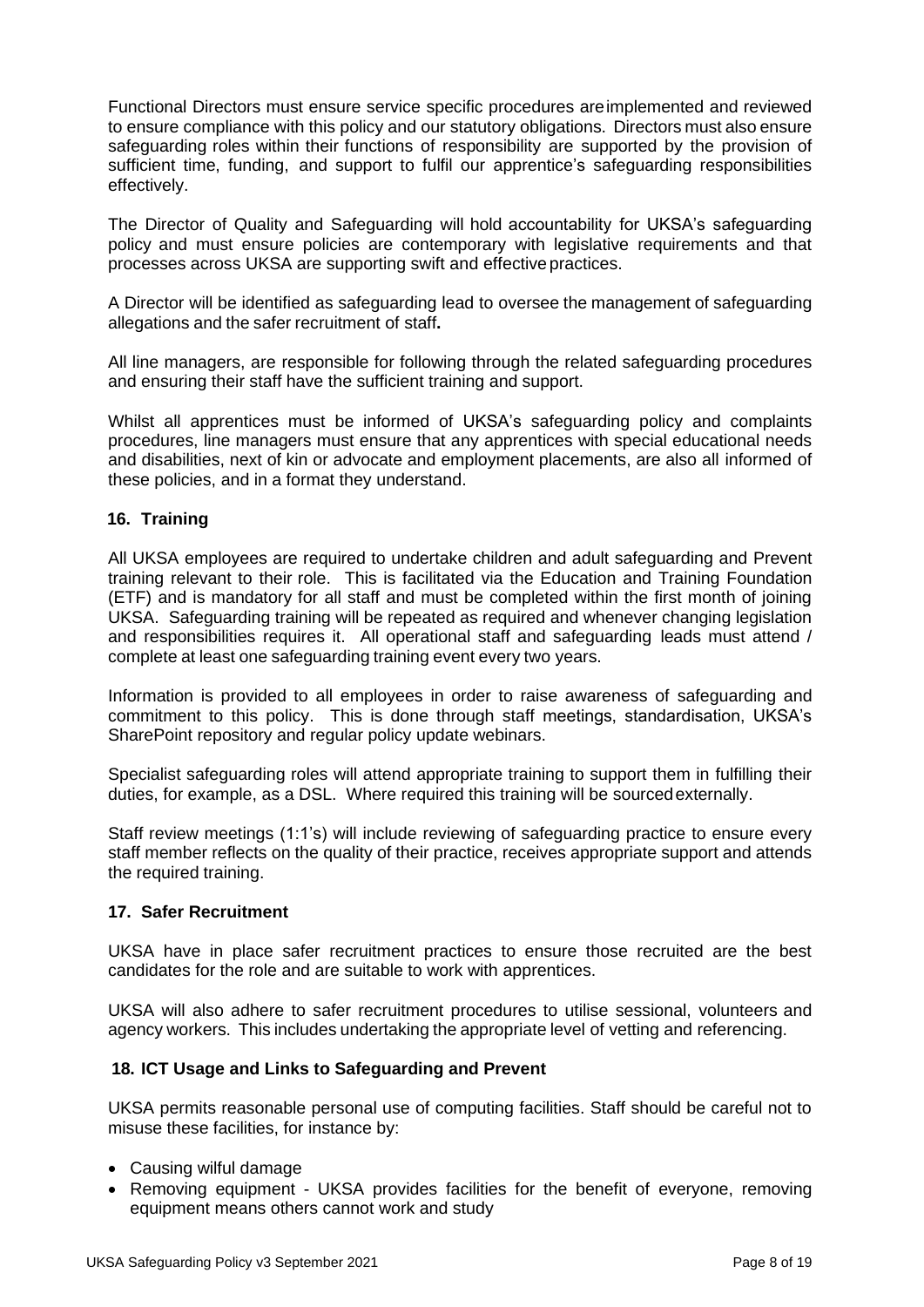Functional Directors must ensure service specific procedures are implemented and reviewed to ensure compliance with this policy and our statutory obligations. Directors must also ensure safeguarding roles within their functions of responsibility are supported by the provision of sufficient time, funding, and support to fulfil our apprentice's safeguarding responsibilities effectively.

The Director of Quality and Safeguarding will hold accountability for UKSA's safeguarding policy and must ensure policies are contemporary with legislative requirements and that processes across UKSA are supporting swift and effective practices.

A Director will be identified as safeguarding lead to oversee the management of safeguarding allegations and the safer recruitment of staff**.**

All line managers, are responsible for following through the related safeguarding procedures and ensuring their staff have the sufficient training and support.

Whilst all apprentices must be informed of UKSA's safeguarding policy and complaints procedures, line managers must ensure that any apprentices with special educational needs and disabilities, next of kin or advocate and employment placements, are also all informed of these policies, and in a format they understand.

## 16. Training

All UKSA employees are required to undertake children and adult safeguarding and Prevent training relevant to their role. This is facilitated via the Education and Training Foundation (ETF) and is mandatory for all staff and must be completed within the first month of joining UKSA. Safeguarding training will be repeated as required and whenever changing legislation and responsibilities requires it. All operational staff and safeguarding leads must attend / complete at least one safeguarding training event every two years.

Information is provided to all employees in order to raise awareness of safeguarding and commitment to this policy. This is done through staff meetings, standardisation, UKSA's SharePoint repository and regular policy update webinars.

Specialist safeguarding roles will attend appropriate training to support them in fulfilling their duties, for example, as a DSL. Where required this training will be sourced externally.

Staff review meetings (1:1's) will include reviewing of safeguarding practice to ensure every staff member reflects on the quality of their practice, receives appropriate support and attends the required training.

## 17. Safer Recruitment

UKSA have in place safer recruitment practices to ensure those recruited are the best candidates for the role and are suitable to work with apprentices.

UKSA will also adhere to safer recruitment procedures to utilise sessional, volunteers and agency workers. This includes undertaking the appropriate level of vetting and referencing.

## 18. ICT Usage and Links to Safeguarding and Prevent

UKSA permits reasonable personal use of computing facilities. Staff should be careful not to misuse these facilities, for instance by:

- Causing wilful damage
- Removing equipment - UKSA provides facilities for the benefit of everyone, removing equipment means others cannot work and study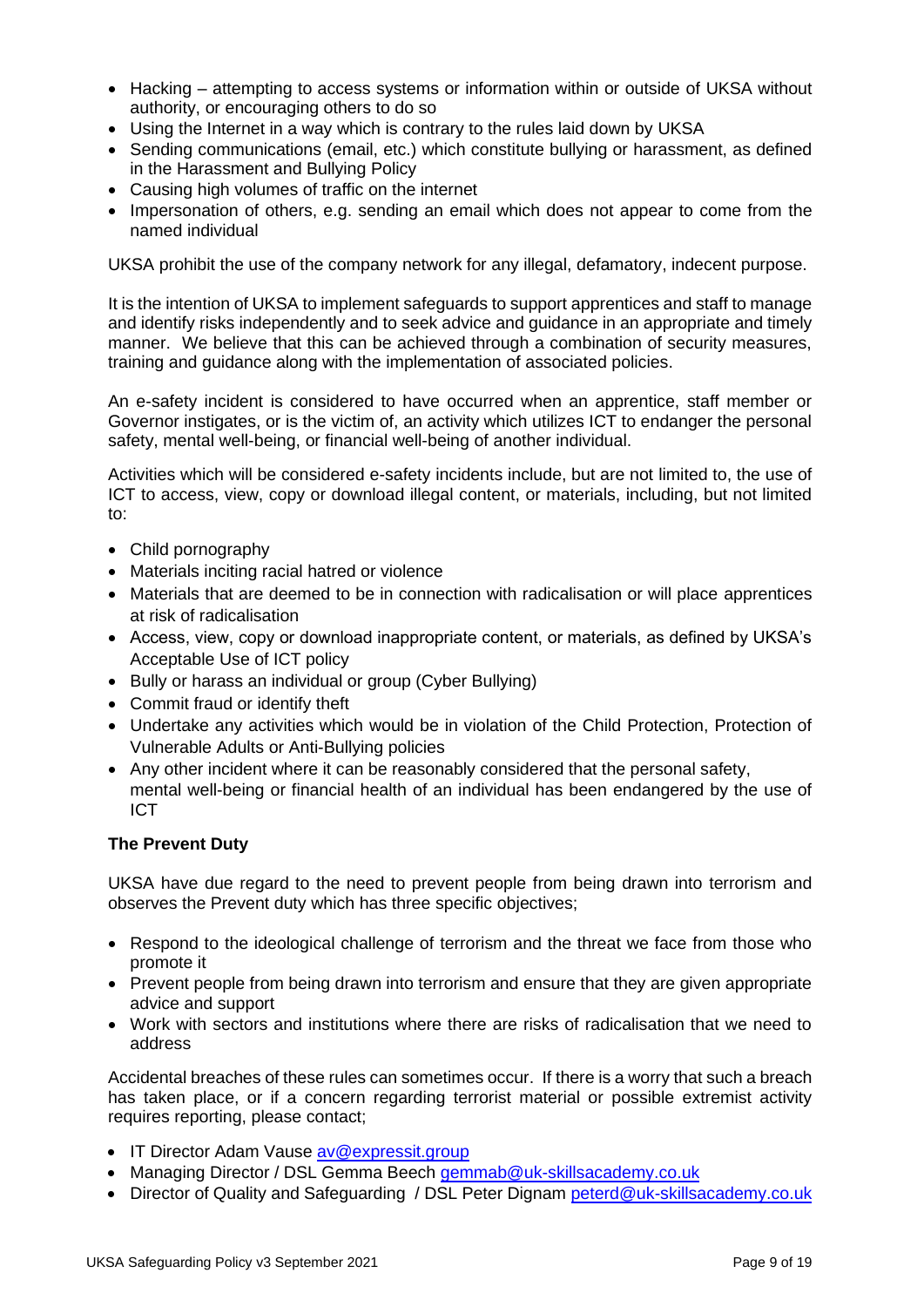- Hacking – attempting to access systems or information within or outside of UKSA without authority, or encouraging others to do so
- Using the Internet in a way which is contrary to the rules laid down by UKSA
- Sending communications (email, etc.) which constitute bullying or harassment, as defined in the Harassment and Bullying Policy
- Causing high volumes of traffic on the internet
- Impersonation of others, e.g. sending an email which does not appear to come from the named individual

UKSA prohibit the use of the company network for any illegal, defamatory, indecent purpose.

It is the intention of UKSA to implement safeguards to support apprentices and staff to manage and identify risks independently and to seek advice and guidance in an appropriate and timely manner. We believe that this can be achieved through a combination of security measures, training and guidance along with the implementation of associated policies.

An e-safety incident is considered to have occurred when an apprentice, staff member or Governor instigates, or is the victim of, an activity which utilizes ICT to endanger the personal safety, mental well-being, or financial well-being of another individual.

Activities which will be considered e-safety incidents include, but are not limited to, the use of ICT to access, view, copy or download illegal content, or materials, including, but not limited to:

- Child pornography
- Materials inciting racial hatred or violence
- Materials that are deemed to be in connection with radicalisation or will place apprentices at risk of radicalisation
- Access, view, copy or download inappropriate content, or materials, as defined by UKSA's Acceptable Use of ICT policy
- Bully or harass an individual or group (Cyber Bullying)
- Commit fraud or identify theft
- Undertake any activities which would be in violation of the Child Protection, Protection of Vulnerable Adults or Anti-Bullying policies
- Any other incident where it can be reasonably considered that the personal safety, mental well-being or financial health of an individual has been endangered by the use of ICT

**The Prevent Duty**

UKSA have due regard to the need to prevent people from being drawn into terrorism and observes the Prevent duty which has three specific objectives;

- Respond to the ideological challenge of terrorism and the threat we face from those who promote it
- Prevent people from being drawn into terrorism and ensure that they are given appropriate advice and support
- Work with sectors and institutions where there are risks of radicalisation that we need to address

Accidental breaches of these rules can sometimes occur. If there is a worry that such a breach has taken place, or if a concern regarding terrorist material or possible extremist activity requires reporting, please contact;

- IT Director Adam Vause av@expressit.group
- Managing Director / DSL Gemma Beech gemmab@uk-skillsacademy.co.uk
- Director of Quality and Safeguarding / DSL Peter Dignam peterd@uk-skillsacademy.co.uk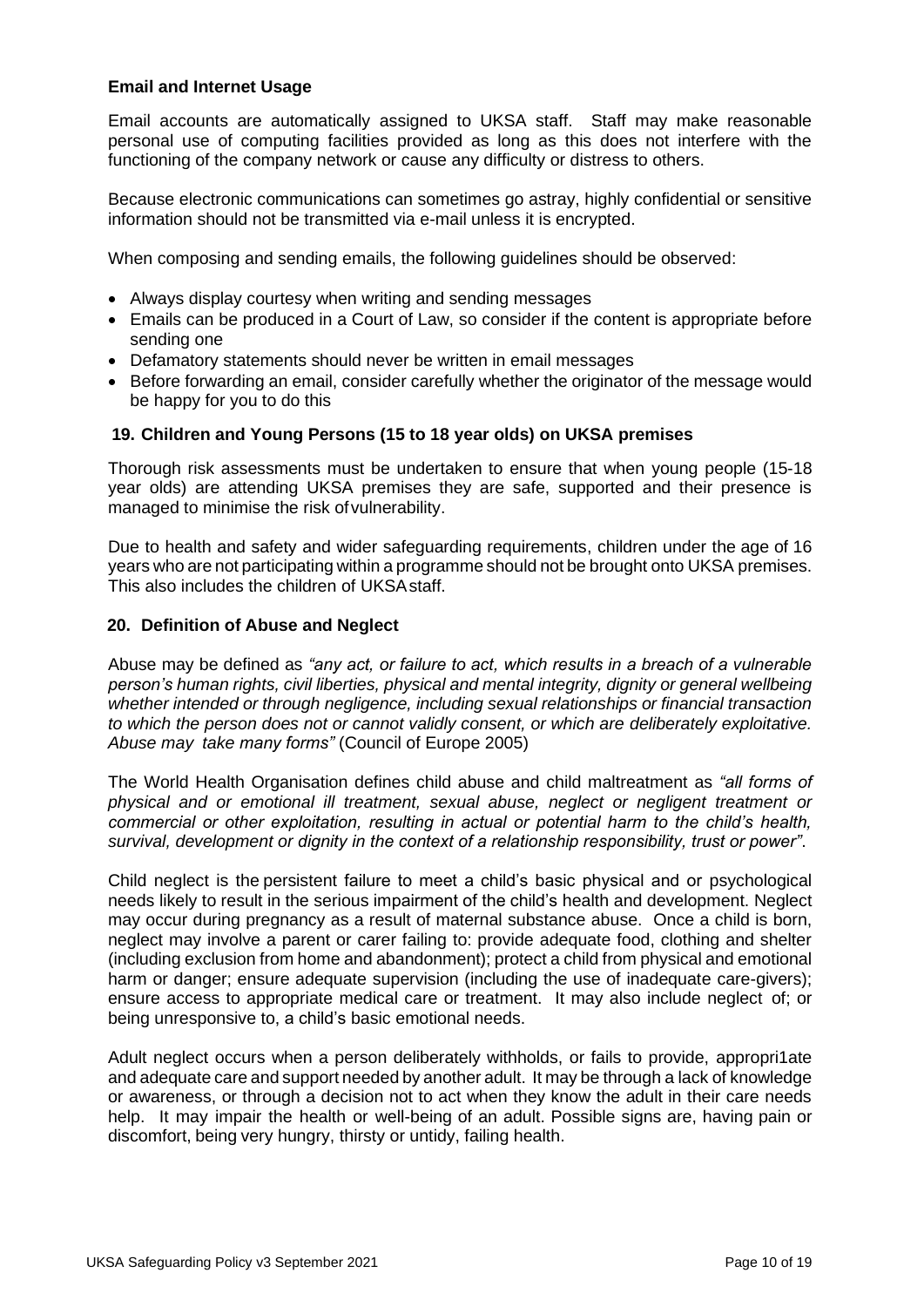**Email and Internet Usage**

Email accounts are automatically assigned to UKSA staff. Staff may make reasonable personal use of computing facilities provided as long as this does not interfere with the functioning of the company network or cause any difficulty or distress to others.

Because electronic communications can sometimes go astray, highly confidential or sensitive information should not be transmitted via e-mail unless it is encrypted.

When composing and sending emails, the following guidelines should be observed:

- Always display courtesy when writing and sending messages
- Emails can be produced in a Court of Law, so consider if the content is appropriate before sending one
- Defamatory statements should never be written in email messages
- Before forwarding an email, consider carefully whether the originator of the message would be happy for you to do this

## 19. Children and Young Persons (15 to 18 year olds) on UKSA premises

Thorough risk assessments must be undertaken to ensure that when young people (15-18 year olds) are attending UKSA premises they are safe, supported and their presence is managed to minimise the risk of vulnerability.

Due to health and safety and wider safeguarding requirements, children under the age of 16 years who are not participating within a programme should not be brought onto UKSA premises. This also includes the children of UKSA staff.

## 20. Definition of Abuse and Neglect

Abuse may be defined as *"any act, or failure to act, which results in a breach of a vulnerable person's human rights, civil liberties, physical and mental integrity, dignity or general wellbeing whether intended or through negligence, including sexual relationships or financial transaction to which the person does not or cannot validly consent, or which are deliberately exploitative. Abuse may take many forms"* (Council of Europe 2005)

The World Health Organisation defines child abuse and child maltreatment as *"all forms of physical and or emotional ill treatment, sexual abuse, neglect or negligent treatment or commercial or other exploitation, resulting in actual or potential harm to the child's health, survival, development or dignity in the context of a relationship responsibility, trust or power".*

Child neglect is the persistent failure to meet a child's basic physical and or psychological needs likely to result in the serious impairment of the child's health and development. Neglect may occur during pregnancy as a result of maternal substance abuse. Once a child is born, neglect may involve a parent or carer failing to: provide adequate food, clothing and shelter (including exclusion from home and abandonment); protect a child from physical and emotional harm or danger; ensure adequate supervision (including the use of inadequate care-givers); ensure access to appropriate medical care or treatment. It may also include neglect of; or being unresponsive to, a child's basic emotional needs.

Adult neglect occurs when a person deliberately withholds, or fails to provide, appropri1ate and adequate care and support needed by another adult. It may be through a lack of knowledge or awareness, or through a decision not to act when they know the adult in their care needs help. It may impair the health or well-being of an adult. Possible signs are, having pain or discomfort, being very hungry, thirsty or untidy, failing health.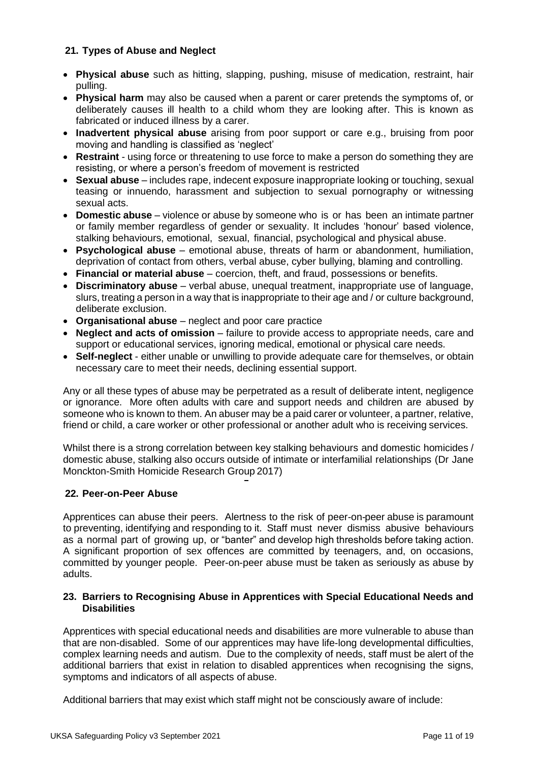## 21. Types of Abuse and Neglect

- **Physical abuse** such as hitting, slapping, pushing, misuse of medication, restraint, hair pulling.
- **Physical harm** may also be caused when a parent or carer pretends the symptoms of, or deliberately causes ill health to a child whom they are looking after. This is known as fabricated or induced illness by a carer.
- **Inadvertent physical abuse** arising from poor support or care e.g., bruising from poor moving and handling is classified as 'neglect'
- **Restraint** - using force or threatening to use force to make a person do something they are resisting, or where a person's freedom of movement is restricted
- **Sexual abuse** – includes rape, indecent exposure inappropriate looking or touching, sexual teasing or innuendo, harassment and subjection to sexual pornography or witnessing sexual acts.
- **Domestic abuse** – violence or abuse by someone who is or has been an intimate partner or family member regardless of gender or sexuality. It includes 'honour' based violence, stalking behaviours, emotional, sexual, financial, psychological and physical abuse.
- **Psychological abuse** – emotional abuse, threats of harm or abandonment, humiliation, deprivation of contact from others, verbal abuse, cyber bullying, blaming and controlling.
- **Financial or material abuse** – coercion, theft, and fraud, possessions or benefits.
- **Discriminatory abuse** – verbal abuse, unequal treatment, inappropriate use of language, slurs, treating a person in a way that is inappropriate to their age and / or culture background, deliberate exclusion.
- **Organisational abuse** – neglect and poor care practice
- **Neglect and acts of omission** – failure to provide access to appropriate needs, care and support or educational services, ignoring medical, emotional or physical care needs.
- **Self-neglect** - either unable or unwilling to provide adequate care for themselves, or obtain necessary care to meet their needs, declining essential support.

Any or all these types of abuse may be perpetrated as a result of deliberate intent, negligence or ignorance. More often adults with care and support needs and children are abused by someone who is known to them. An abuser may be a paid carer or volunteer, a partner, relative, friend or child, a care worker or other professional or another adult who is receiving services.

Whilst there is a strong correlation between key stalking behaviours and domestic homicides / domestic abuse, stalking also occurs outside of intimate or interfamilial relationships (Dr Jane Monckton-Smith Homicide Research Group 2017)

## 22. Peer-on-Peer Abuse

Apprentices can abuse their peers. Alertness to the risk of peer-on-peer abuse is paramount to preventing, identifying and responding to it. Staff must never dismiss abusive behaviours as a normal part of growing up, or "banter" and develop high thresholds before taking action. A significant proportion of sex offences are committed by teenagers, and, on occasions, committed by younger people. Peer-on-peer abuse must be taken as seriously as abuse by adults.

## 23. Barriers to Recognising Abuse in Apprentices with Special Educational Needs and Disabilities

Apprentices with special educational needs and disabilities are more vulnerable to abuse than that are non-disabled. Some of our apprentices may have life-long developmental difficulties, complex learning needs and autism. Due to the complexity of needs, staff must be alert of the additional barriers that exist in relation to disabled apprentices when recognising the signs, symptoms and indicators of all aspects of abuse.

Additional barriers that may exist which staff might not be consciously aware of include: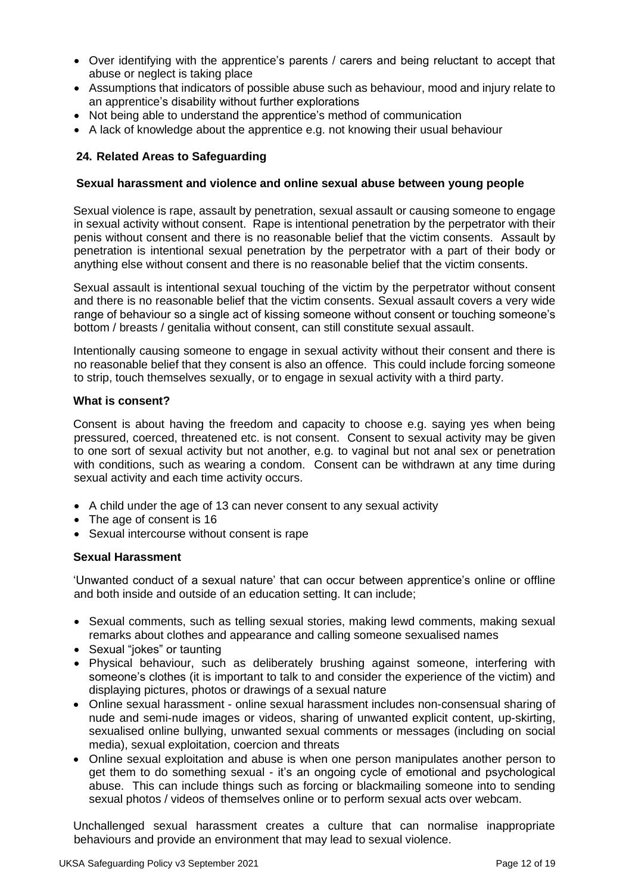- Over identifying with the apprentice's parents / carers and being reluctant to accept that abuse or neglect is taking place
- Assumptions that indicators of possible abuse such as behaviour, mood and injury relate to an apprentice's disability without further explorations
- Not being able to understand the apprentice's method of communication
- A lack of knowledge about the apprentice e.g. not knowing their usual behaviour

## 24. Related Areas to Safeguarding

### Sexual harassment and violence and online sexual abuse between young people

Sexual violence is rape, assault by penetration, sexual assault or causing someone to engage in sexual activity without consent. Rape is intentional penetration by the perpetrator with their penis without consent and there is no reasonable belief that the victim consents. Assault by penetration is intentional sexual penetration by the perpetrator with a part of their body or anything else without consent and there is no reasonable belief that the victim consents.

Sexual assault is intentional sexual touching of the victim by the perpetrator without consent and there is no reasonable belief that the victim consents. Sexual assault covers a very wide range of behaviour so a single act of kissing someone without consent or touching someone's bottom / breasts / genitalia without consent, can still constitute sexual assault.

Intentionally causing someone to engage in sexual activity without their consent and there is no reasonable belief that they consent is also an offence. This could include forcing someone to strip, touch themselves sexually, or to engage in sexual activity with a third party.

### What is consent?

Consent is about having the freedom and capacity to choose e.g. saying yes when being pressured, coerced, threatened etc. is not consent. Consent to sexual activity may be given to one sort of sexual activity but not another, e.g. to vaginal but not anal sex or penetration with conditions, such as wearing a condom. Consent can be withdrawn at any time during sexual activity and each time activity occurs.

- A child under the age of 13 can never consent to any sexual activity
- The age of consent is 16
- Sexual intercourse without consent is rape

### Sexual Harassment

'Unwanted conduct of a sexual nature' that can occur between apprentice's online or offline and both inside and outside of an education setting. It can include;

- Sexual comments, such as telling sexual stories, making lewd comments, making sexual remarks about clothes and appearance and calling someone sexualised names
- Sexual "jokes" or taunting
- Physical behaviour, such as deliberately brushing against someone, interfering with someone's clothes (it is important to talk to and consider the experience of the victim) and displaying pictures, photos or drawings of a sexual nature
- Online sexual harassment - online sexual harassment includes non-consensual sharing of nude and semi-nude images or videos, sharing of unwanted explicit content, up-skirting, sexualised online bullying, unwanted sexual comments or messages (including on social media), sexual exploitation, coercion and threats
- Online sexual exploitation and abuse is when one person manipulates another person to get them to do something sexual - it's an ongoing cycle of emotional and psychological abuse. This can include things such as forcing or blackmailing someone into to sending sexual photos / videos of themselves online or to perform sexual acts over webcam.

Unchallenged sexual harassment creates a culture that can normalise inappropriate behaviours and provide an environment that may lead to sexual violence.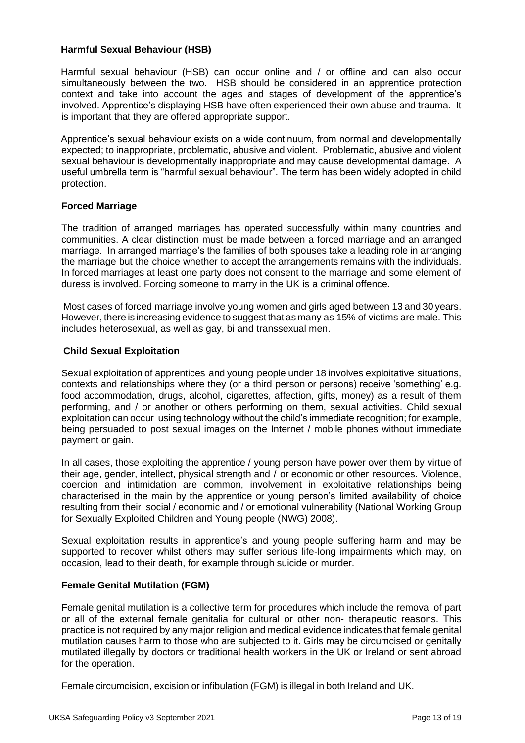### Harmful Sexual Behaviour (HSB)

Harmful sexual behaviour (HSB) can occur online and / or offline and can also occur simultaneously between the two. HSB should be considered in an apprentice protection context and take into account the ages and stages of development of the apprentice's involved. Apprentice's displaying HSB have often experienced their own abuse and trauma. It is important that they are offered appropriate support.

Apprentice's sexual behaviour exists on a wide continuum, from normal and developmentally expected; to inappropriate, problematic, abusive and violent. Problematic, abusive and violent sexual behaviour is developmentally inappropriate and may cause developmental damage. A useful umbrella term is "harmful sexual behaviour". The term has been widely adopted in child protection.

### Forced Marriage

The tradition of arranged marriages has operated successfully within many countries and communities. A clear distinction must be made between a forced marriage and an arranged marriage. In arranged marriage's the families of both spouses take a leading role in arranging the marriage but the choice whether to accept the arrangements remains with the individuals. In forced marriages at least one party does not consent to the marriage and some element of duress is involved. Forcing someone to marry in the UK is a criminal offence.

Most cases of forced marriage involve young women and girls aged between 13 and 30 years. However, there is increasing evidence to suggest that as many as 15% of victims are male. This includes heterosexual, as well as gay, bi and transsexual men.

### Child Sexual Exploitation

Sexual exploitation of apprentices and young people under 18 involves exploitative situations, contexts and relationships where they (or a third person or persons) receive 'something' e.g. food accommodation, drugs, alcohol, cigarettes, affection, gifts, money) as a result of them performing, and / or another or others performing on them, sexual activities. Child sexual exploitation can occur using technology without the child's immediate recognition; for example, being persuaded to post sexual images on the Internet / mobile phones without immediate payment or gain.

In all cases, those exploiting the apprentice / young person have power over them by virtue of their age, gender, intellect, physical strength and / or economic or other resources. Violence, coercion and intimidation are common, involvement in exploitative relationships being characterised in the main by the apprentice or young person's limited availability of choice resulting from their social / economic and / or emotional vulnerability (National Working Group for Sexually Exploited Children and Young people (NWG) 2008).

Sexual exploitation results in apprentice's and young people suffering harm and may be supported to recover whilst others may suffer serious life-long impairments which may, on occasion, lead to their death, for example through suicide or murder.

### Female Genital Mutilation (FGM)

Female genital mutilation is a collective term for procedures which include the removal of part or all of the external female genitalia for cultural or other non- therapeutic reasons. This practice is not required by any major religion and medical evidence indicates that female genital mutilation causes harm to those who are subjected to it. Girls may be circumcised or genitally mutilated illegally by doctors or traditional health workers in the UK or Ireland or sent abroad for the operation.

Female circumcision, excision or infibulation (FGM) is illegal in both Ireland and UK.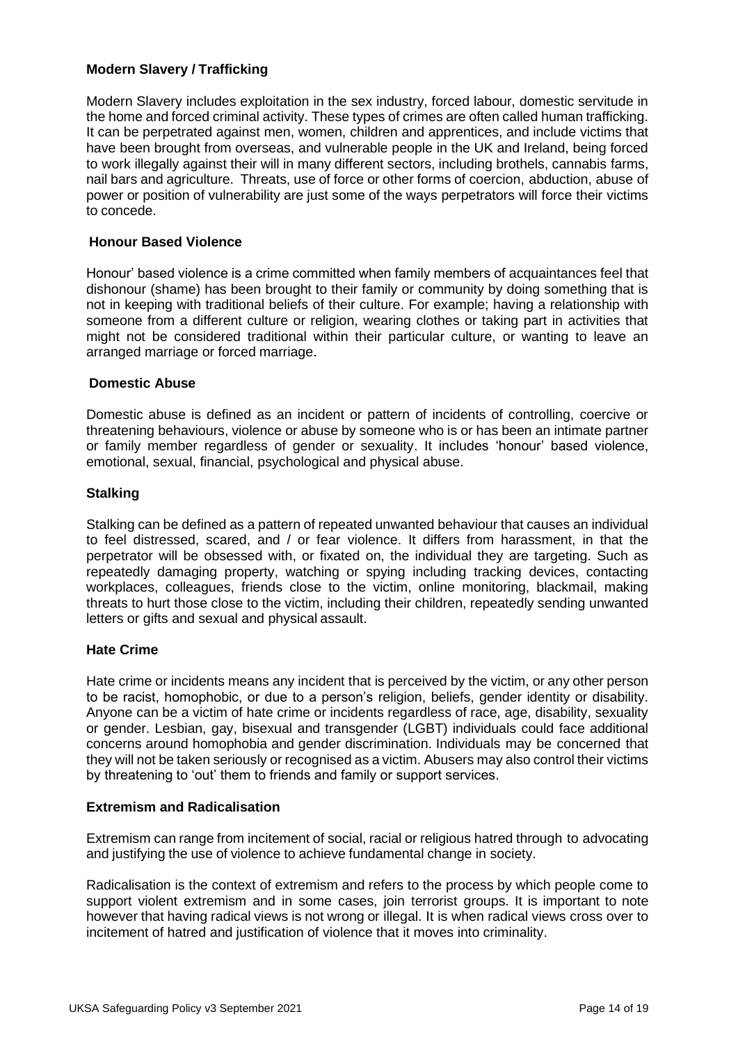### Modern Slavery / Trafficking

Modern Slavery includes exploitation in the sex industry, forced labour, domestic servitude in the home and forced criminal activity. These types of crimes are often called human trafficking. It can be perpetrated against men, women, children and apprentices, and include victims that have been brought from overseas, and vulnerable people in the UK and Ireland, being forced to work illegally against their will in many different sectors, including brothels, cannabis farms, nail bars and agriculture. Threats, use of force or other forms of coercion, abduction, abuse of power or position of vulnerability are just some of the ways perpetrators will force their victims to concede.

### Honour Based Violence

Honour' based violence is a crime committed when family members of acquaintances feel that dishonour (shame) has been brought to their family or community by doing something that is not in keeping with traditional beliefs of their culture. For example; having a relationship with someone from a different culture or religion, wearing clothes or taking part in activities that might not be considered traditional within their particular culture, or wanting to leave an arranged marriage or forced marriage.

### Domestic Abuse

Domestic abuse is defined as an incident or pattern of incidents of controlling, coercive or threatening behaviours, violence or abuse by someone who is or has been an intimate partner or family member regardless of gender or sexuality. It includes 'honour' based violence, emotional, sexual, financial, psychological and physical abuse.

### Stalking

Stalking can be defined as a pattern of repeated unwanted behaviour that causes an individual to feel distressed, scared, and / or fear violence. It differs from harassment, in that the perpetrator will be obsessed with, or fixated on, the individual they are targeting. Such as repeatedly damaging property, watching or spying including tracking devices, contacting workplaces, colleagues, friends close to the victim, online monitoring, blackmail, making threats to hurt those close to the victim, including their children, repeatedly sending unwanted letters or gifts and sexual and physical assault.

### Hate Crime

Hate crime or incidents means any incident that is perceived by the victim, or any other person to be racist, homophobic, or due to a person's religion, beliefs, gender identity or disability. Anyone can be a victim of hate crime or incidents regardless of race, age, disability, sexuality or gender. Lesbian, gay, bisexual and transgender (LGBT) individuals could face additional concerns around homophobia and gender discrimination. Individuals may be concerned that they will not be taken seriously or recognised as a victim. Abusers may also control their victims by threatening to 'out' them to friends and family or support services.

### Extremism and Radicalisation

Extremism can range from incitement of social, racial or religious hatred through to advocating and justifying the use of violence to achieve fundamental change in society.

Radicalisation is the context of extremism and refers to the process by which people come to support violent extremism and in some cases, join terrorist groups. It is important to note however that having radical views is not wrong or illegal. It is when radical views cross over to incitement of hatred and justification of violence that it moves into criminality.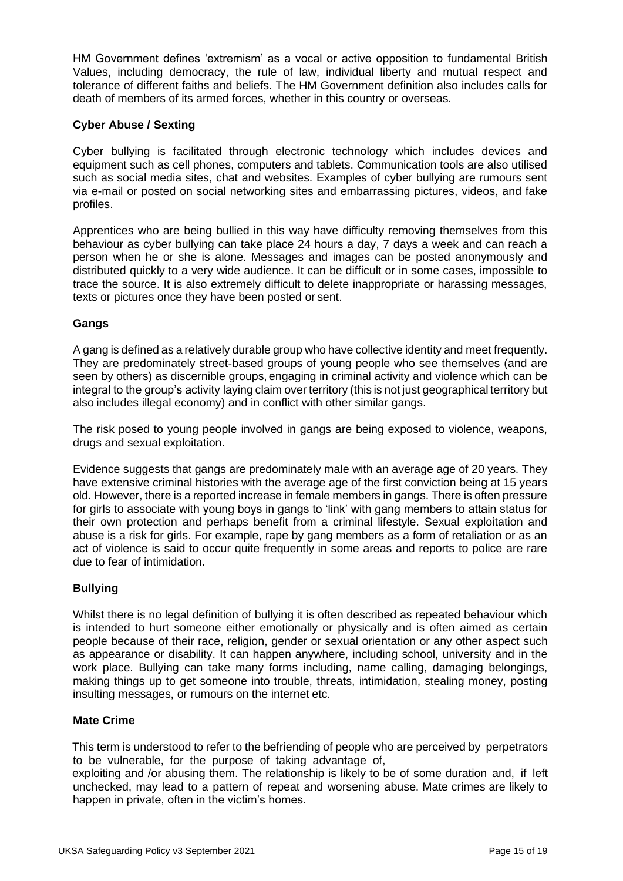HM Government defines 'extremism' as a vocal or active opposition to fundamental British Values, including democracy, the rule of law, individual liberty and mutual respect and tolerance of different faiths and beliefs. The HM Government definition also includes calls for death of members of its armed forces, whether in this country or overseas.

**Cyber Abuse / Sexting**

Cyber bullying is facilitated through electronic technology which includes devices and equipment such as cell phones, computers and tablets. Communication tools are also utilised such as social media sites, chat and websites. Examples of cyber bullying are rumours sent via e-mail or posted on social networking sites and embarrassing pictures, videos, and fake profiles.

Apprentices who are being bullied in this way have difficulty removing themselves from this behaviour as cyber bullying can take place 24 hours a day, 7 days a week and can reach a person when he or she is alone. Messages and images can be posted anonymously and distributed quickly to a very wide audience. It can be difficult or in some cases, impossible to trace the source. It is also extremely difficult to delete inappropriate or harassing messages, texts or pictures once they have been posted or sent.

**Gangs**

A gang is defined as a relatively durable group who have collective identity and meet frequently. They are predominately street-based groups of young people who see themselves (and are seen by others) as discernible groups, engaging in criminal activity and violence which can be integral to the group's activity laying claim over territory (this is not just geographical territory but also includes illegal economy) and in conflict with other similar gangs.

The risk posed to young people involved in gangs are being exposed to violence, weapons, drugs and sexual exploitation.

Evidence suggests that gangs are predominately male with an average age of 20 years. They have extensive criminal histories with the average age of the first conviction being at 15 years old. However, there is a reported increase in female members in gangs. There is often pressure for girls to associate with young boys in gangs to 'link' with gang members to attain status for their own protection and perhaps benefit from a criminal lifestyle. Sexual exploitation and abuse is a risk for girls. For example, rape by gang members as a form of retaliation or as an act of violence is said to occur quite frequently in some areas and reports to police are rare due to fear of intimidation.

**Bullying**

Whilst there is no legal definition of bullying it is often described as repeated behaviour which is intended to hurt someone either emotionally or physically and is often aimed as certain people because of their race, religion, gender or sexual orientation or any other aspect such as appearance or disability. It can happen anywhere, including school, university and in the work place. Bullying can take many forms including, name calling, damaging belongings, making things up to get someone into trouble, threats, intimidation, stealing money, posting insulting messages, or rumours on the internet etc.

**Mate Crime**

This term is understood to refer to the befriending of people who are perceived by perpetrators to be vulnerable, for the purpose of taking advantage of, exploiting and /or abusing them. The relationship is likely to be of some duration and, if left unchecked, may lead to a pattern of repeat and worsening abuse. Mate crimes are likely to happen in private, often in the victim's homes.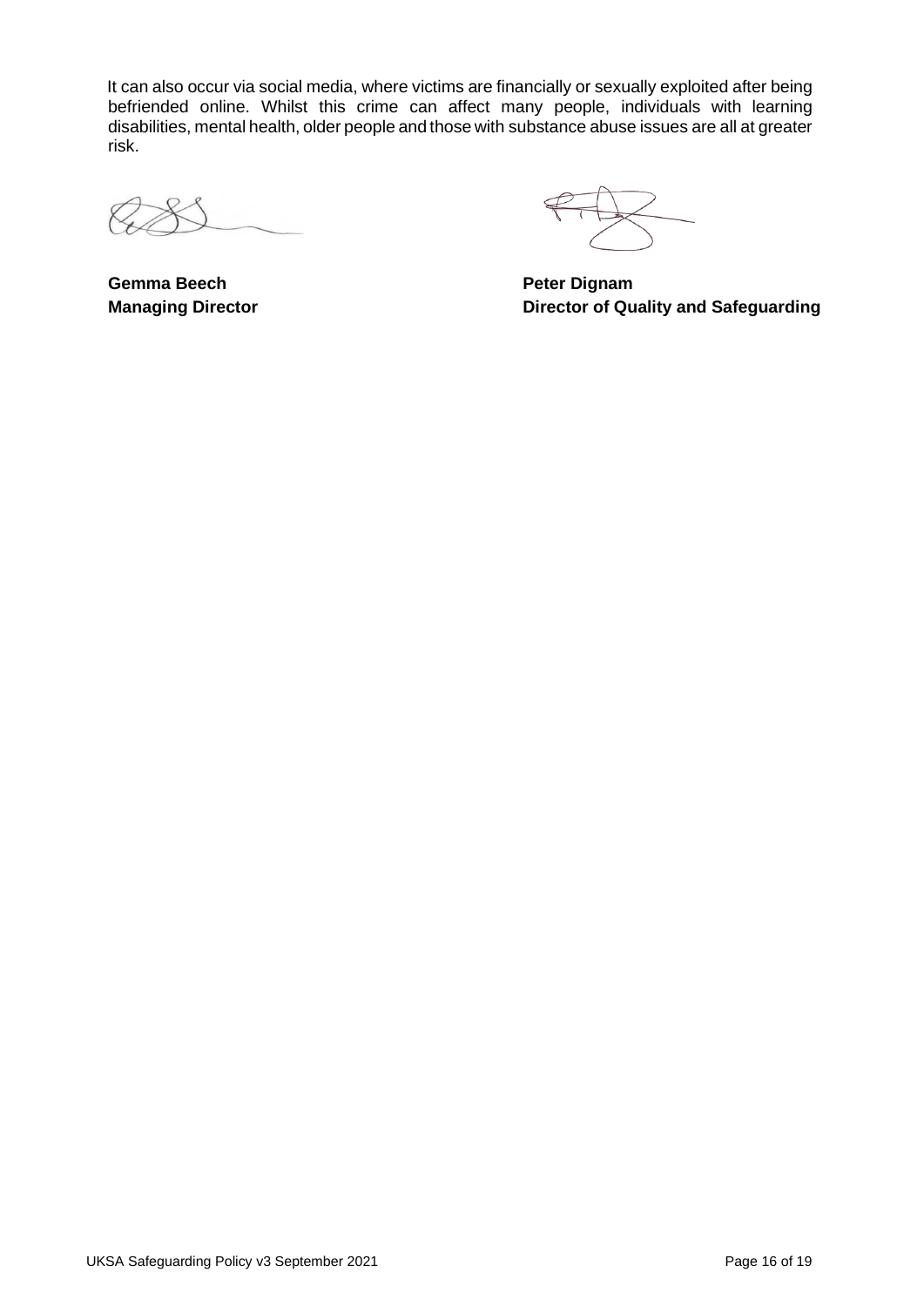It can also occur via social media, where victims are financially or sexually exploited after being befriended online. Whilst this crime can affect many people, individuals with learning disabilities, mental health, older people and those with substance abuse issues are all at greater risk.

**Gemma Beech**
**Managing Director**

**Peter Dignam**
**Director of Quality and Safeguarding**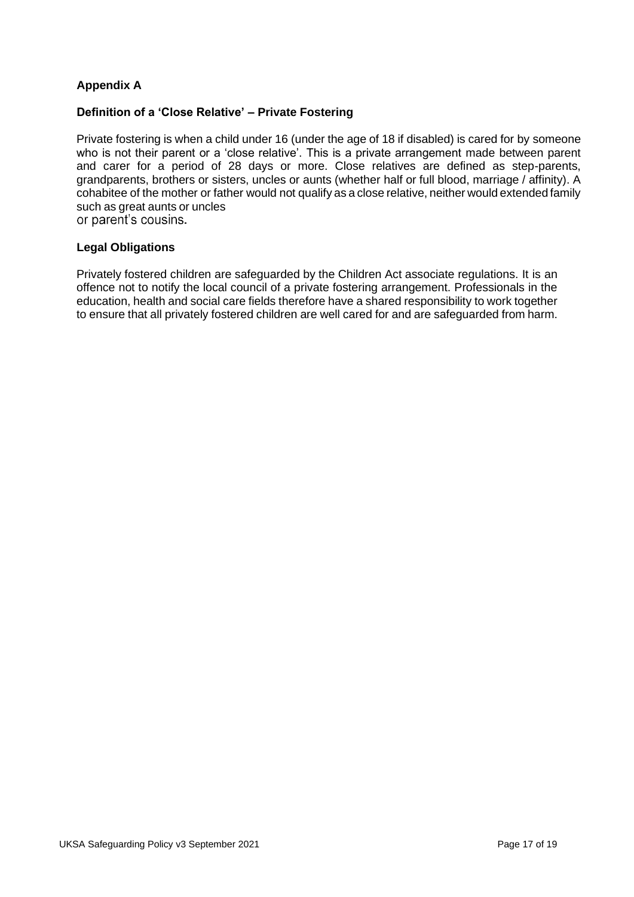## Appendix A

### Definition of a 'Close Relative' – Private Fostering

Private fostering is when a child under 16 (under the age of 18 if disabled) is cared for by someone who is not their parent or a 'close relative'. This is a private arrangement made between parent and carer for a period of 28 days or more. Close relatives are defined as step-parents, grandparents, brothers or sisters, uncles or aunts (whether half or full blood, marriage / affinity). A cohabitee of the mother or father would not qualify as a close relative, neither would extended family such as great aunts or uncles or parent's cousins.

### Legal Obligations

Privately fostered children are safeguarded by the Children Act associate regulations. It is an offence not to notify the local council of a private fostering arrangement. Professionals in the education, health and social care fields therefore have a shared responsibility to work together to ensure that all privately fostered children are well cared for and are safeguarded from harm.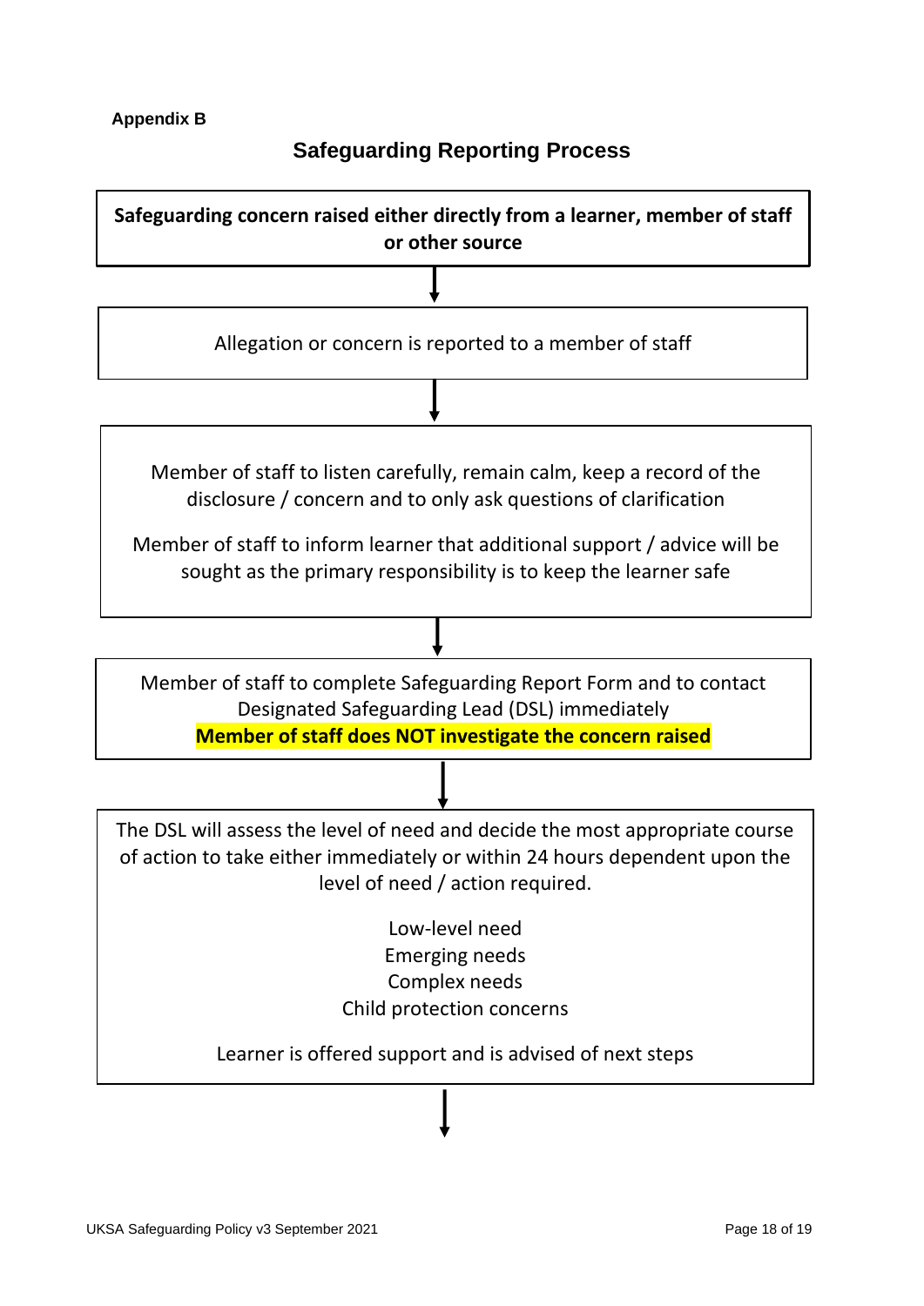**Appendix B**

## Safeguarding Reporting Process

**Safeguarding concern raised either directly from a learner, member of staff or other source**

↓

Allegation or concern is reported to a member of staff

↓

Member of staff to listen carefully, remain calm, keep a record of the disclosure / concern and to only ask questions of clarification

Member of staff to inform learner that additional support / advice will be sought as the primary responsibility is to keep the learner safe

↓

Member of staff to complete Safeguarding Report Form and to contact Designated Safeguarding Lead (DSL) immediately

**Member of staff does NOT investigate the concern raised**

↓

The DSL will assess the level of need and decide the most appropriate course of action to take either immediately or within 24 hours dependent upon the level of need / action required.

Low-level need
Emerging needs
Complex needs
Child protection concerns

Learner is offered support and is advised of next steps

↓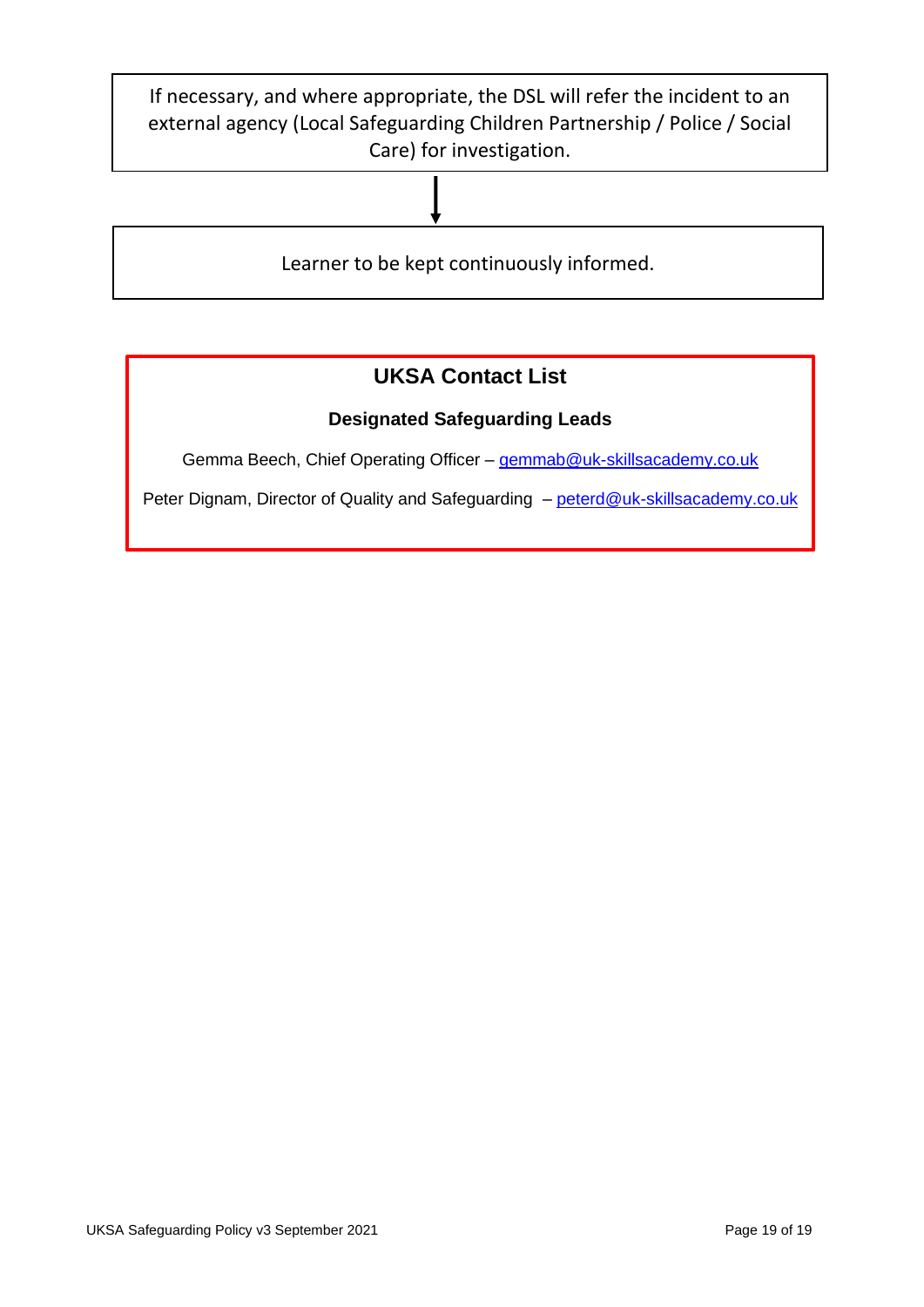If necessary, and where appropriate, the DSL will refer the incident to an external agency (Local Safeguarding Children Partnership / Police / Social Care) for investigation.

↓

Learner to be kept continuously informed.

## UKSA Contact List

**Designated Safeguarding Leads**

Gemma Beech, Chief Operating Officer – gemmab@uk-skillsacademy.co.uk

Peter Dignam, Director of Quality and Safeguarding – peterd@uk-skillsacademy.co.uk